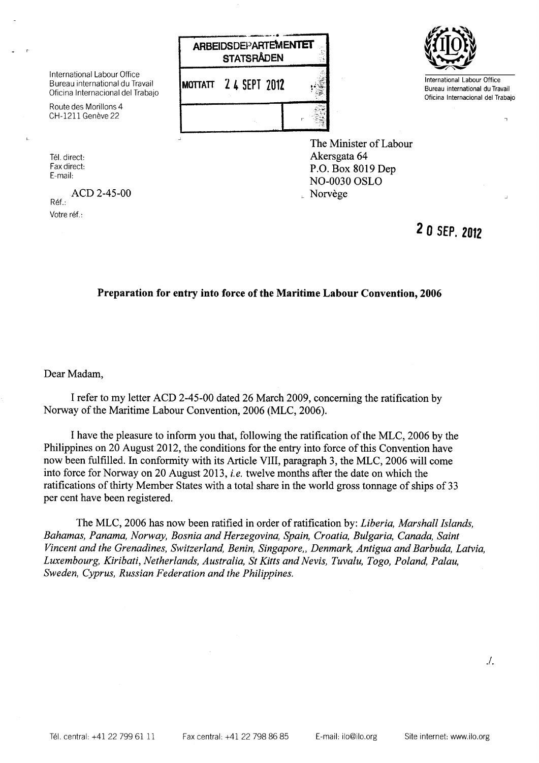International Labour Office
Bureau international du Travail
Oficina Internacional del Trabajo

Route des Morillons 4
CH-1211 Genève 22

**ARBEIDSDEPARTEMENTET**
**STATSRÅDEN**

**MOTTATT 24 SEPT 2012**

International Labour Office
Bureau international du Travail
Oficina Internacional del Trabajo

Tél. direct:
Fax direct:
E-mail:

Réf.: ACD 2-45-00
Votre réf.:

The Minister of Labour
Akersgata 64
P.O. Box 8019 Dep
NO-0030 OSLO
Norvège

**20 SEP. 2012**

**Preparation for entry into force of the Maritime Labour Convention, 2006**

Dear Madam,

I refer to my letter ACD 2-45-00 dated 26 March 2009, concerning the ratification by Norway of the Maritime Labour Convention, 2006 (MLC, 2006).

I have the pleasure to inform you that, following the ratification of the MLC, 2006 by the Philippines on 20 August 2012, the conditions for the entry into force of this Convention have now been fulfilled. In conformity with its Article VIII, paragraph 3, the MLC, 2006 will come into force for Norway on 20 August 2013, *i.e.* twelve months after the date on which the ratifications of thirty Member States with a total share in the world gross tonnage of ships of 33 per cent have been registered.

The MLC, 2006 has now been ratified in order of ratification by: *Liberia, Marshall Islands, Bahamas, Panama, Norway, Bosnia and Herzegovina, Spain, Croatia, Bulgaria, Canada, Saint Vincent and the Grenadines, Switzerland, Benin, Singapore,, Denmark, Antigua and Barbuda, Latvia, Luxembourg, Kiribati, Netherlands, Australia, St Kitts and Nevis, Tuvalu, Togo, Poland, Palau, Sweden, Cyprus, Russian Federation and the Philippines.*

./.

Tél. central: +41 22 799 61 11 Fax central: +41 22 798 86 85 E-mail: ilo@ilo.org Site internet: www.ilo.org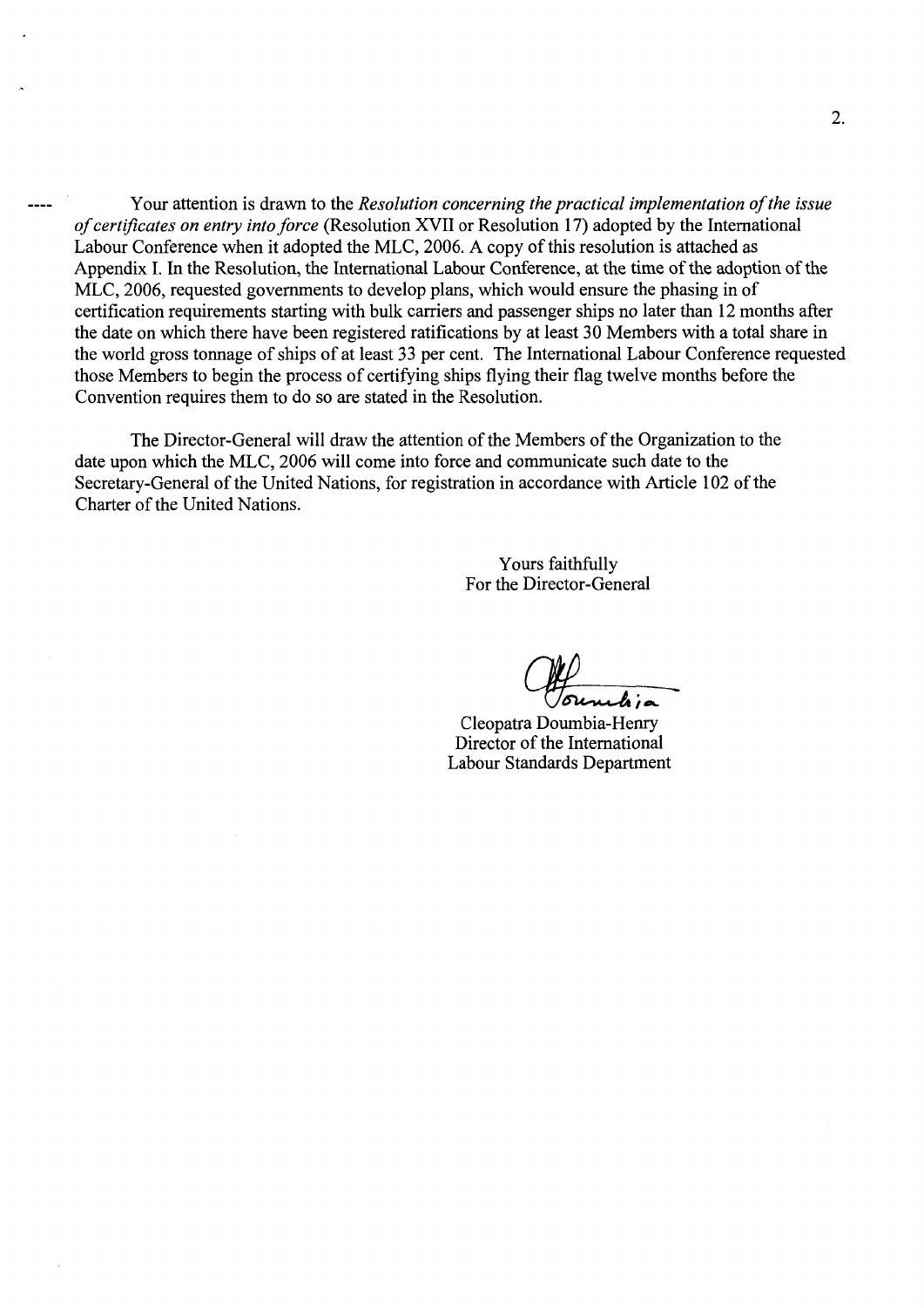Your attention is drawn to the *Resolution concerning the practical implementation of the issue of certificates on entry into force* (Resolution XVII or Resolution 17) adopted by the International Labour Conference when it adopted the MLC, 2006. A copy of this resolution is attached as Appendix I. In the Resolution, the International Labour Conference, at the time of the adoption of the MLC, 2006, requested governments to develop plans, which would ensure the phasing in of certification requirements starting with bulk carriers and passenger ships no later than 12 months after the date on which there have been registered ratifications by at least 30 Members with a total share in the world gross tonnage of ships of at least 33 per cent. The International Labour Conference requested those Members to begin the process of certifying ships flying their flag twelve months before the Convention requires them to do so are stated in the Resolution.

The Director-General will draw the attention of the Members of the Organization to the date upon which the MLC, 2006 will come into force and communicate such date to the Secretary-General of the United Nations, for registration in accordance with Article 102 of the Charter of the United Nations.

Yours faithfully
For the Director-General

Cleopatra Doumbia-Henry
Director of the International
Labour Standards Department